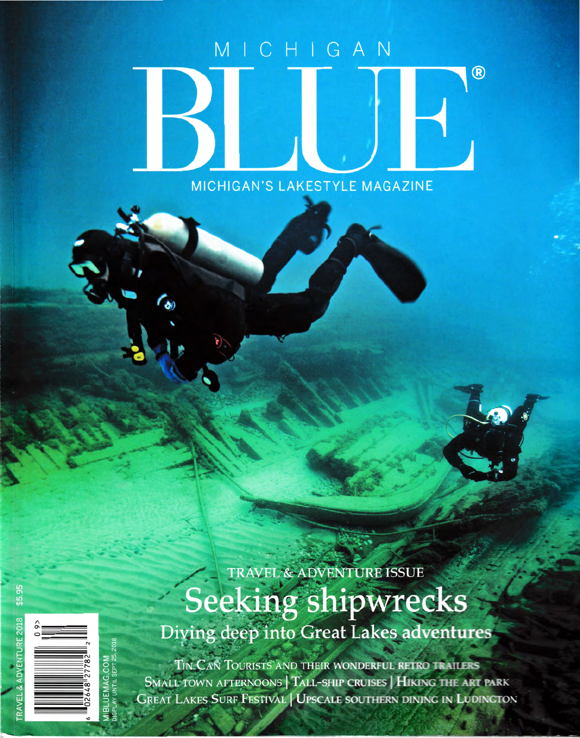# MICHIGAN BLUE®

MICHIGAN'S LAKESTYLE MAGAZINE

TRAVEL & ADVENTURE ISSUE

## Seeking shipwrecks

### Diving deep into Great Lakes adventures

TIN CAN TOURISTS AND THEIR WONDERFUL RETRO TRAILERS

SMALL TOWN AFTERNOONS | TALL-SHIP CRUISES | HIKING THE ART PARK

GREAT LAKES SURF FESTIVAL | UPSCALE SOUTHERN DINING IN LUDINGTON

TRAVEL & ADVENTURE 2018 $5.95

MIBLUEMAG.COM

DISPLAY UNTIL SEPT 25, 2018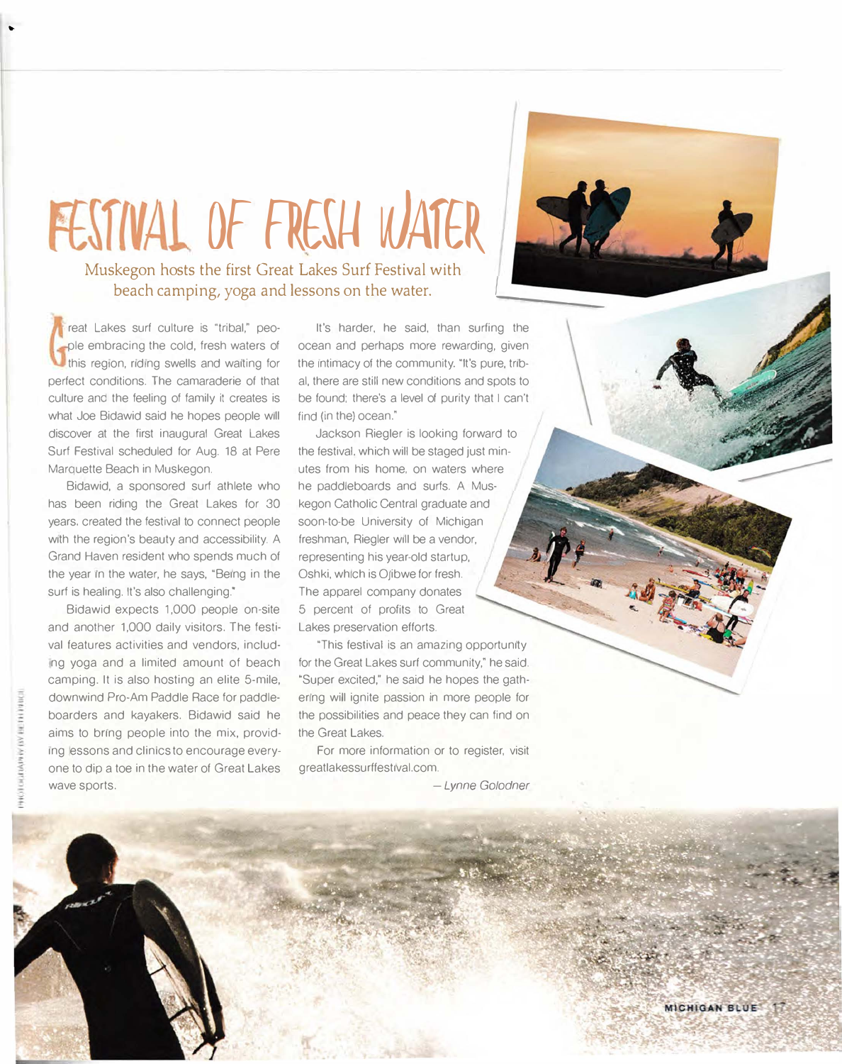# FESTIVAL OF FRESH WATER

Muskegon hosts the first Great Lakes Surf Festival with beach camping, yoga and lessons on the water.

Great Lakes surf culture is "tribal," people embracing the cold, fresh waters of this region, riding swells and waiting for perfect conditions. The camaraderie of that culture and the feeling of family it creates is what Joe Bidawid said he hopes people will discover at the first inaugural Great Lakes Surf Festival scheduled for Aug. 18 at Pere Marquette Beach in Muskegon.

Bidawid, a sponsored surf athlete who has been riding the Great Lakes for 30 years, created the festival to connect people with the region's beauty and accessibility. A Grand Haven resident who spends much of the year in the water, he says, "Being in the surf is healing. It's also challenging."

Bidawid expects 1,000 people on-site and another 1,000 daily visitors. The festival features activities and vendors, including yoga and a limited amount of beach camping. It is also hosting an elite 5-mile, downwind Pro-Am Paddle Race for paddleboarders and kayakers. Bidawid said he aims to bring people into the mix, providing lessons and clinics to encourage everyone to dip a toe in the water of Great Lakes wave sports.

It's harder, he said, than surfing the ocean and perhaps more rewarding, given the intimacy of the community. "It's pure, tribal, there are still new conditions and spots to be found; there's a level of purity that I can't find (in the) ocean."

Jackson Riegler is looking forward to the festival, which will be staged just minutes from his home, on waters where he paddleboards and surfs. A Muskegon Catholic Central graduate and soon-to-be University of Michigan freshman, Riegler will be a vendor, representing his year-old startup, Oshki, which is Ojibwe for fresh. The apparel company donates 5 percent of profits to Great Lakes preservation efforts.

"This festival is an amazing opportunity for the Great Lakes surf community," he said. "Super excited," he said he hopes the gathering will ignite passion in more people for the possibilities and peace they can find on the Great Lakes.

For more information or to register, visit greatlakessurffestival.com.

*— Lynne Golodner*